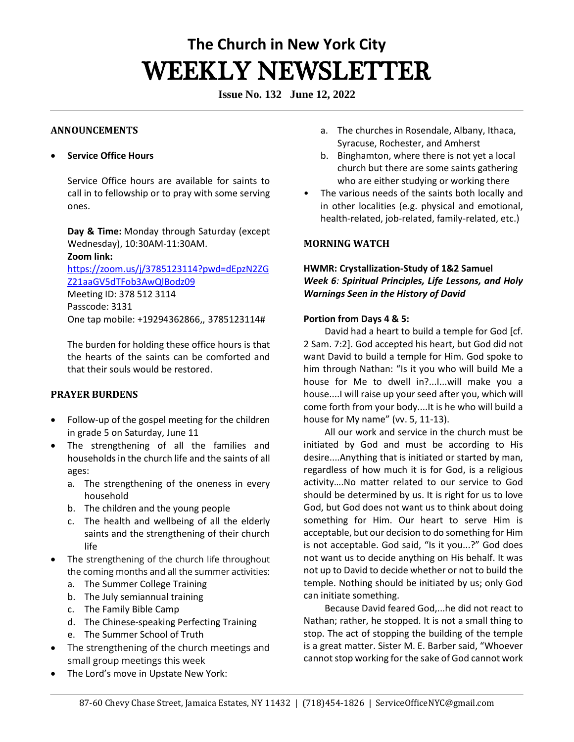# The Church in New York City

# WEEKLY NEWSLETTER

**Issue No. 132 June 12, 2022**

## ANNOUNCEMENTS

- **Service Office Hours**

  Service Office hours are available for saints to call in to fellowship or to pray with some serving ones.

  **Day & Time:** Monday through Saturday (except Wednesday), 10:30AM-11:30AM.
  **Zoom link:**
  https://zoom.us/j/3785123114?pwd=dEpzN2ZGZ21aaGV5dTFob3AwQlBodz09
  Meeting ID: 378 512 3114
  Passcode: 3131
  One tap mobile: +19294362866,, 3785123114#

  The burden for holding these office hours is that the hearts of the saints can be comforted and that their souls would be restored.

## PRAYER BURDENS

- Follow-up of the gospel meeting for the children in grade 5 on Saturday, June 11
- The strengthening of all the families and households in the church life and the saints of all ages:
  a. The strengthening of the oneness in every household
  b. The children and the young people
  c. The health and wellbeing of all the elderly saints and the strengthening of their church life
- The strengthening of the church life throughout the coming months and all the summer activities:
  a. The Summer College Training
  b. The July semiannual training
  c. The Family Bible Camp
  d. The Chinese-speaking Perfecting Training
  e. The Summer School of Truth
- The strengthening of the church meetings and small group meetings this week
- The Lord's move in Upstate New York:
  a. The churches in Rosendale, Albany, Ithaca, Syracuse, Rochester, and Amherst
  b. Binghamton, where there is not yet a local church but there are some saints gathering who are either studying or working there
- The various needs of the saints both locally and in other localities (e.g. physical and emotional, health-related, job-related, family-related, etc.)

## MORNING WATCH

**HWMR: Crystallization-Study of 1&2 Samuel**
***Week 6: Spiritual Principles, Life Lessons, and Holy Warnings Seen in the History of David***

**Portion from Days 4 & 5:**

David had a heart to build a temple for God [cf. 2 Sam. 7:2]. God accepted his heart, but God did not want David to build a temple for Him. God spoke to him through Nathan: "Is it you who will build Me a house for Me to dwell in?...I...will make you a house....I will raise up your seed after you, which will come forth from your body....It is he who will build a house for My name" (vv. 5, 11-13).

All our work and service in the church must be initiated by God and must be according to His desire....Anything that is initiated or started by man, regardless of how much it is for God, is a religious activity....No matter related to our service to God should be determined by us. It is right for us to love God, but God does not want us to think about doing something for Him. Our heart to serve Him is acceptable, but our decision to do something for Him is not acceptable. God said, "Is it you...?" God does not want us to decide anything on His behalf. It was not up to David to decide whether or not to build the temple. Nothing should be initiated by us; only God can initiate something.

Because David feared God,...he did not react to Nathan; rather, he stopped. It is not a small thing to stop. The act of stopping the building of the temple is a great matter. Sister M. E. Barber said, "Whoever cannot stop working for the sake of God cannot work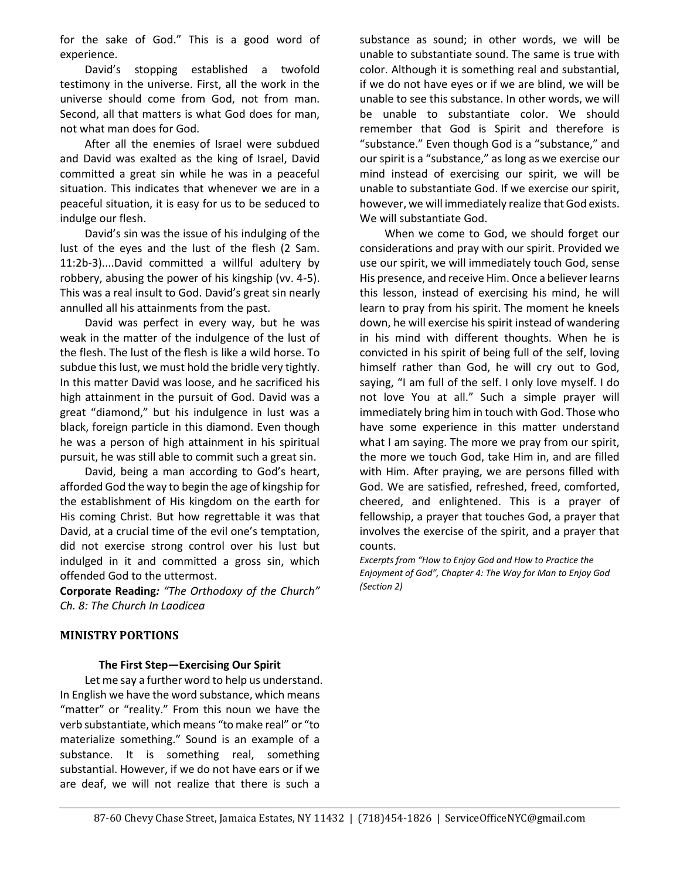for the sake of God." This is a good word of experience.

David's stopping established a twofold testimony in the universe. First, all the work in the universe should come from God, not from man. Second, all that matters is what God does for man, not what man does for God.

After all the enemies of Israel were subdued and David was exalted as the king of Israel, David committed a great sin while he was in a peaceful situation. This indicates that whenever we are in a peaceful situation, it is easy for us to be seduced to indulge our flesh.

David's sin was the issue of his indulging of the lust of the eyes and the lust of the flesh (2 Sam. 11:2b-3)....David committed a willful adultery by robbery, abusing the power of his kingship (vv. 4-5). This was a real insult to God. David's great sin nearly annulled all his attainments from the past.

David was perfect in every way, but he was weak in the matter of the indulgence of the lust of the flesh. The lust of the flesh is like a wild horse. To subdue this lust, we must hold the bridle very tightly. In this matter David was loose, and he sacrificed his high attainment in the pursuit of God. David was a great "diamond," but his indulgence in lust was a black, foreign particle in this diamond. Even though he was a person of high attainment in his spiritual pursuit, he was still able to commit such a great sin.

David, being a man according to God's heart, afforded God the way to begin the age of kingship for the establishment of His kingdom on the earth for His coming Christ. But how regrettable it was that David, at a crucial time of the evil one's temptation, did not exercise strong control over his lust but indulged in it and committed a gross sin, which offended God to the uttermost.

**Corporate Reading***: "The Orthodoxy of the Church" Ch. 8: The Church In Laodicea*

## MINISTRY PORTIONS

### The First Step—Exercising Our Spirit

Let me say a further word to help us understand. In English we have the word substance, which means "matter" or "reality." From this noun we have the verb substantiate, which means "to make real" or "to materialize something." Sound is an example of a substance. It is something real, something substantial. However, if we do not have ears or if we are deaf, we will not realize that there is such a substance as sound; in other words, we will be unable to substantiate sound. The same is true with color. Although it is something real and substantial, if we do not have eyes or if we are blind, we will be unable to see this substance. In other words, we will be unable to substantiate color. We should remember that God is Spirit and therefore is "substance." Even though God is a "substance," and our spirit is a "substance," as long as we exercise our mind instead of exercising our spirit, we will be unable to substantiate God. If we exercise our spirit, however, we will immediately realize that God exists. We will substantiate God.

When we come to God, we should forget our considerations and pray with our spirit. Provided we use our spirit, we will immediately touch God, sense His presence, and receive Him. Once a believer learns this lesson, instead of exercising his mind, he will learn to pray from his spirit. The moment he kneels down, he will exercise his spirit instead of wandering in his mind with different thoughts. When he is convicted in his spirit of being full of the self, loving himself rather than God, he will cry out to God, saying, "I am full of the self. I only love myself. I do not love You at all." Such a simple prayer will immediately bring him in touch with God. Those who have some experience in this matter understand what I am saying. The more we pray from our spirit, the more we touch God, take Him in, and are filled with Him. After praying, we are persons filled with God. We are satisfied, refreshed, freed, comforted, cheered, and enlightened. This is a prayer of fellowship, a prayer that touches God, a prayer that involves the exercise of the spirit, and a prayer that counts.

*Excerpts from "How to Enjoy God and How to Practice the Enjoyment of God", Chapter 4: The Way for Man to Enjoy God (Section 2)*